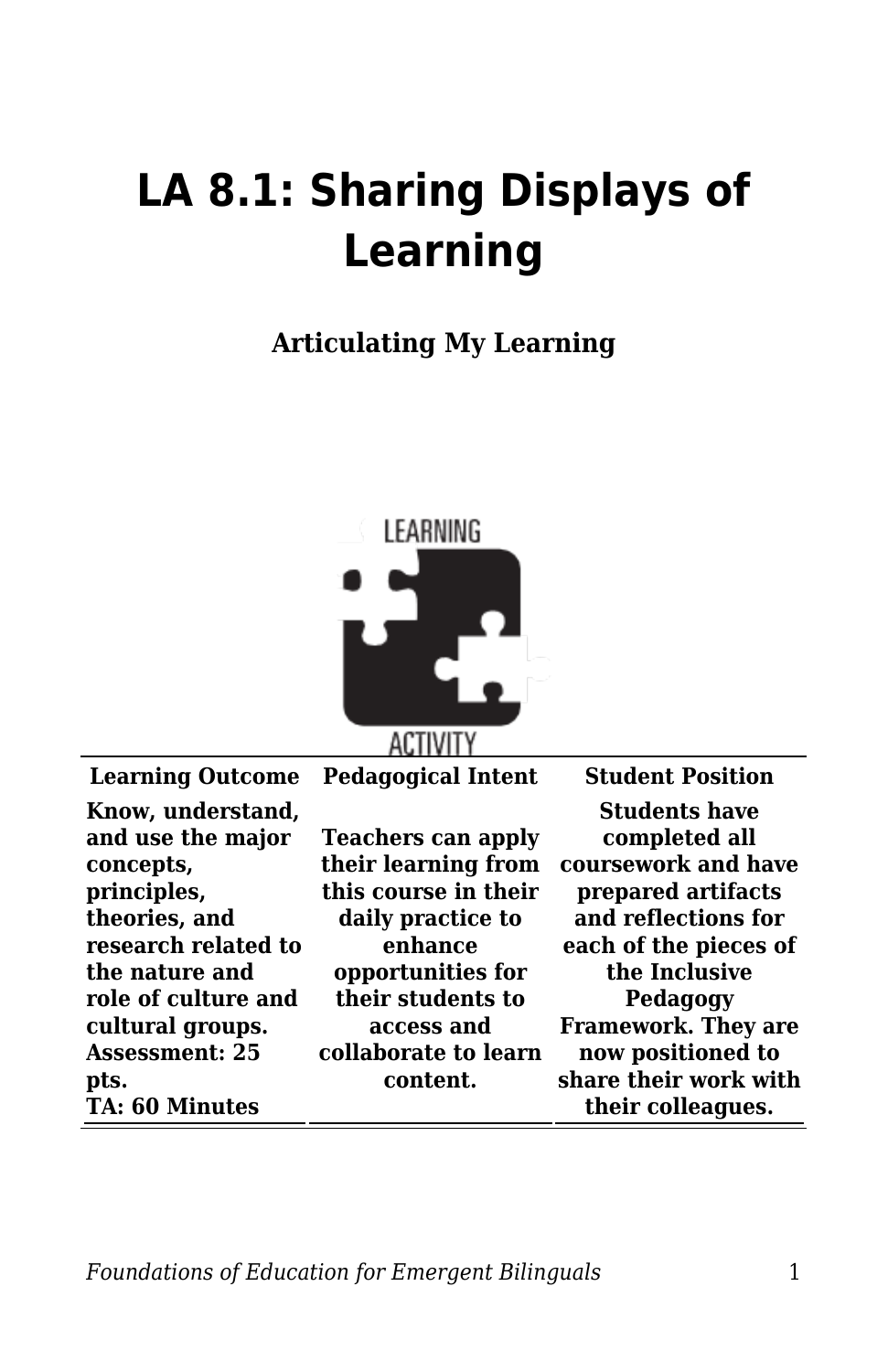# LA 8.1: Sharing Displays of Learning

**Articulating My Learning**

| Learning Outcome | Pedagogical Intent | Student Position |
|---|---|---|
| **Know, understand, and use the major concepts, principles, theories, and research related to the nature and role of culture and cultural groups. Assessment: 25 pts. TA: 60 Minutes** | **Teachers can apply their learning from this course in their daily practice to enhance opportunities for their students to access and collaborate to learn content.** | **Students have completed all coursework and have prepared artifacts and reflections for each of the pieces of the Inclusive Pedagogy Framework. They are now positioned to share their work with their colleagues.** |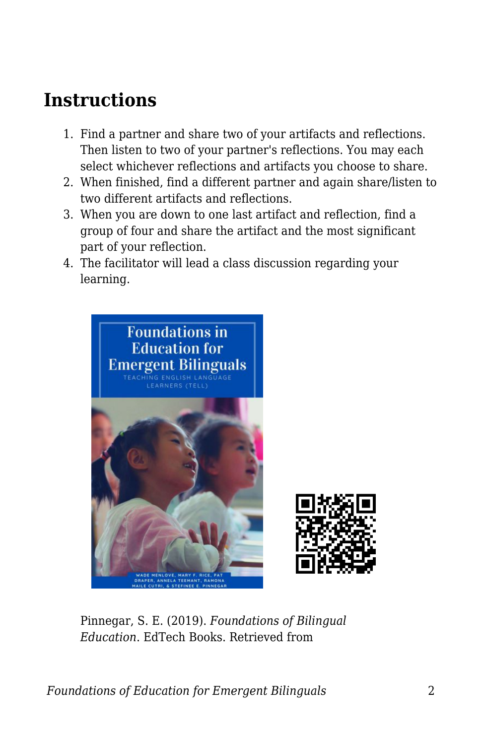# Instructions

1. Find a partner and share two of your artifacts and reflections. Then listen to two of your partner's reflections. You may each select whichever reflections and artifacts you choose to share.
2. When finished, find a different partner and again share/listen to two different artifacts and reflections.
3. When you are down to one last artifact and reflection, find a group of four and share the artifact and the most significant part of your reflection.
4. The facilitator will lead a class discussion regarding your learning.

Pinnegar, S. E. (2019). *Foundations of Bilingual Education*. EdTech Books. Retrieved from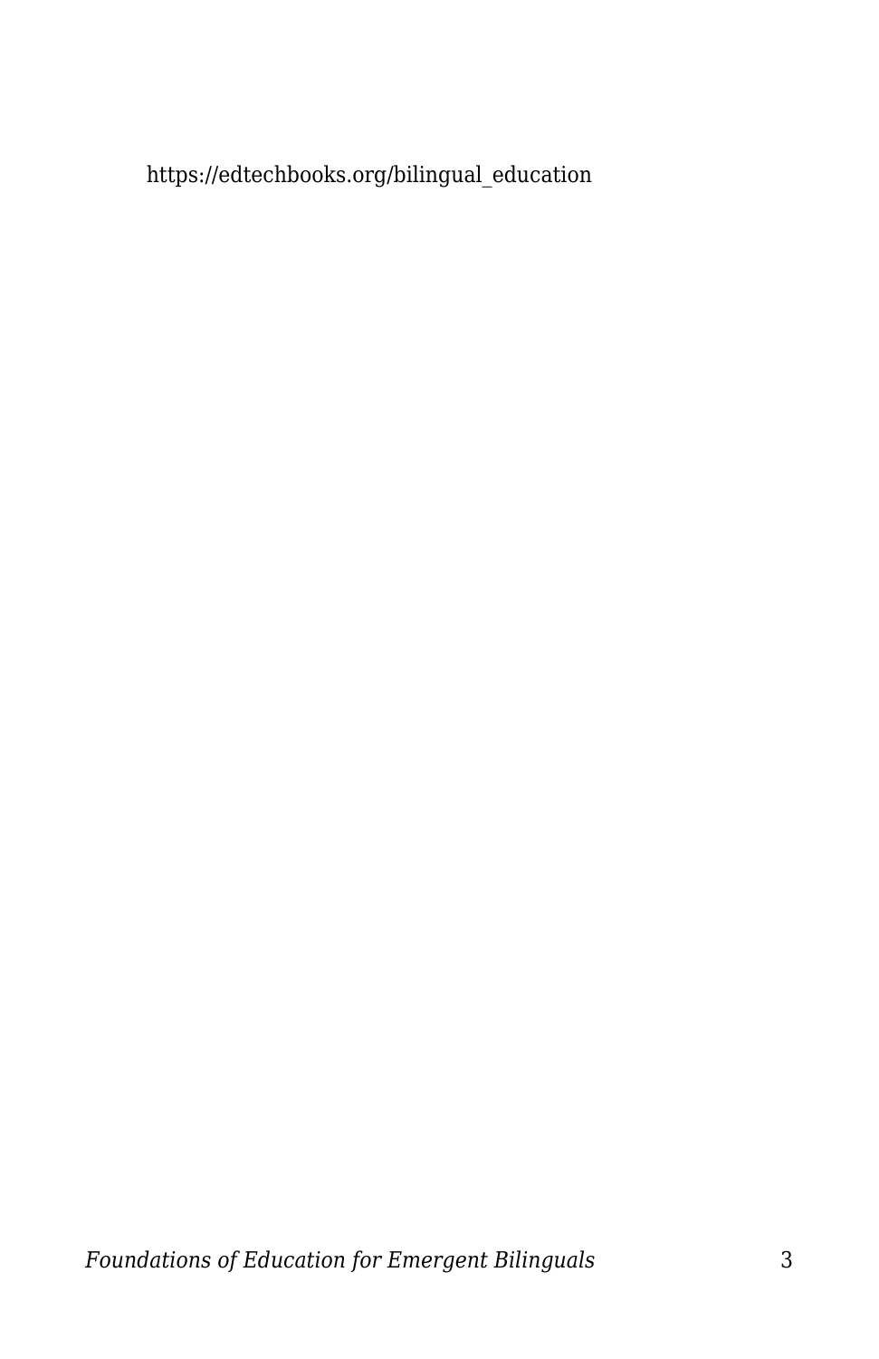https://edtechbooks.org/bilingual_education